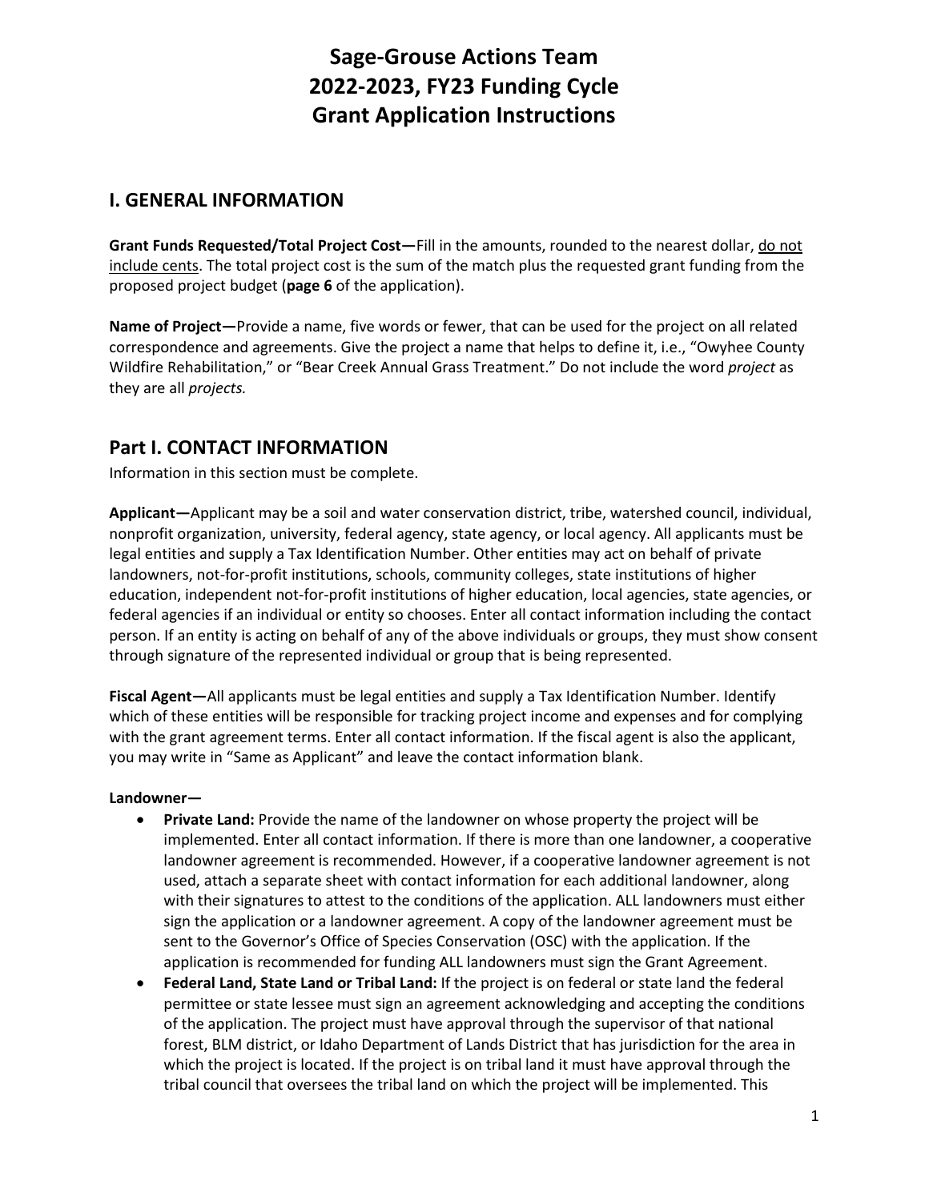# Sage-Grouse Actions Team
# 2022-2023, FY23 Funding Cycle
# Grant Application Instructions

## I. GENERAL INFORMATION

**Grant Funds Requested/Total Project Cost—**Fill in the amounts, rounded to the nearest dollar, <u>do not include cents</u>. The total project cost is the sum of the match plus the requested grant funding from the proposed project budget (**page 6** of the application).

**Name of Project—**Provide a name, five words or fewer, that can be used for the project on all related correspondence and agreements. Give the project a name that helps to define it, i.e., "Owyhee County Wildfire Rehabilitation," or "Bear Creek Annual Grass Treatment." Do not include the word *project* as they are all *projects.*

## Part I. CONTACT INFORMATION

Information in this section must be complete.

**Applicant—**Applicant may be a soil and water conservation district, tribe, watershed council, individual, nonprofit organization, university, federal agency, state agency, or local agency. All applicants must be legal entities and supply a Tax Identification Number. Other entities may act on behalf of private landowners, not-for-profit institutions, schools, community colleges, state institutions of higher education, independent not-for-profit institutions of higher education, local agencies, state agencies, or federal agencies if an individual or entity so chooses. Enter all contact information including the contact person. If an entity is acting on behalf of any of the above individuals or groups, they must show consent through signature of the represented individual or group that is being represented.

**Fiscal Agent—**All applicants must be legal entities and supply a Tax Identification Number. Identify which of these entities will be responsible for tracking project income and expenses and for complying with the grant agreement terms. Enter all contact information. If the fiscal agent is also the applicant, you may write in "Same as Applicant" and leave the contact information blank.

**Landowner—**

- **Private Land:** Provide the name of the landowner on whose property the project will be implemented. Enter all contact information. If there is more than one landowner, a cooperative landowner agreement is recommended. However, if a cooperative landowner agreement is not used, attach a separate sheet with contact information for each additional landowner, along with their signatures to attest to the conditions of the application. ALL landowners must either sign the application or a landowner agreement. A copy of the landowner agreement must be sent to the Governor's Office of Species Conservation (OSC) with the application. If the application is recommended for funding ALL landowners must sign the Grant Agreement.
- **Federal Land, State Land or Tribal Land:** If the project is on federal or state land the federal permittee or state lessee must sign an agreement acknowledging and accepting the conditions of the application. The project must have approval through the supervisor of that national forest, BLM district, or Idaho Department of Lands District that has jurisdiction for the area in which the project is located. If the project is on tribal land it must have approval through the tribal council that oversees the tribal land on which the project will be implemented. This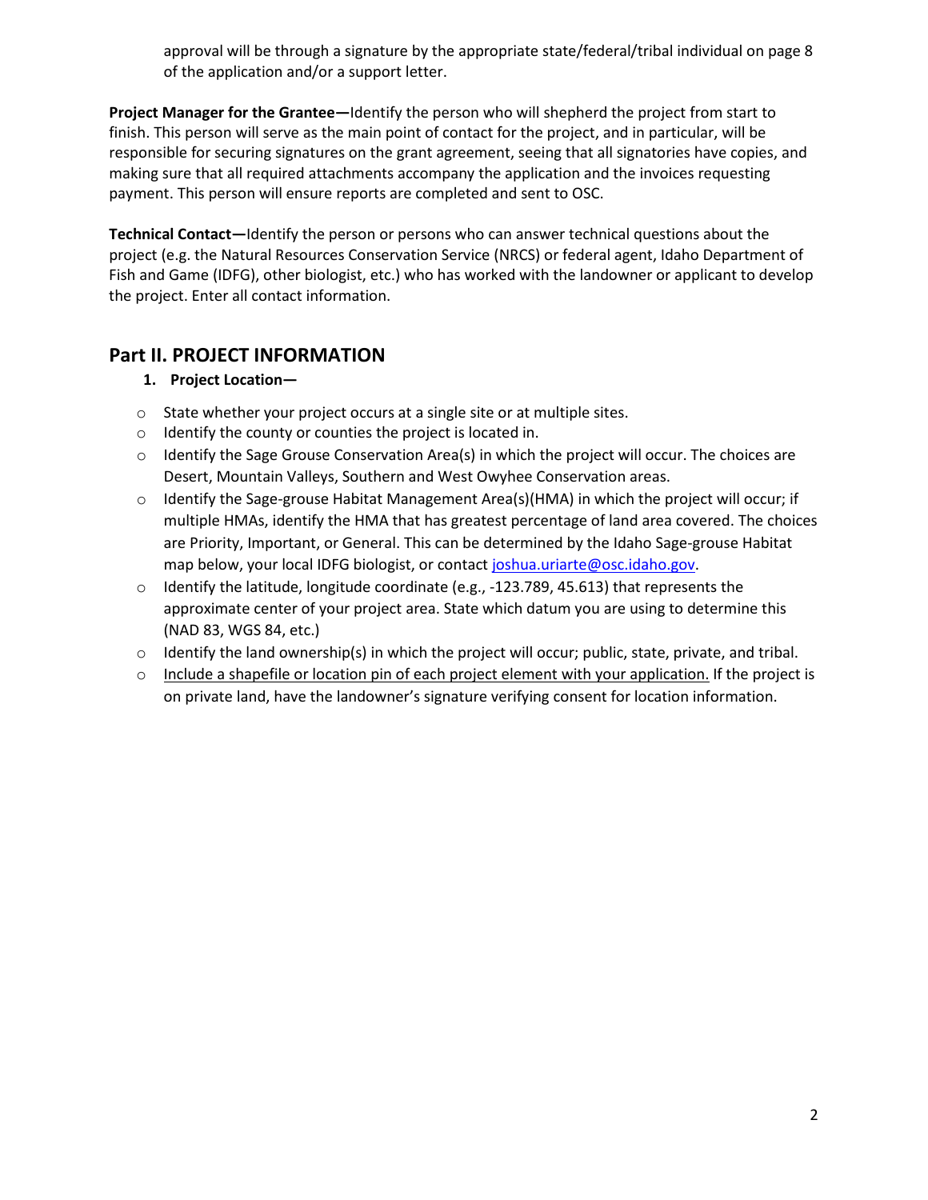approval will be through a signature by the appropriate state/federal/tribal individual on page 8 of the application and/or a support letter.

**Project Manager for the Grantee—**Identify the person who will shepherd the project from start to finish. This person will serve as the main point of contact for the project, and in particular, will be responsible for securing signatures on the grant agreement, seeing that all signatories have copies, and making sure that all required attachments accompany the application and the invoices requesting payment. This person will ensure reports are completed and sent to OSC.

**Technical Contact—**Identify the person or persons who can answer technical questions about the project (e.g. the Natural Resources Conservation Service (NRCS) or federal agent, Idaho Department of Fish and Game (IDFG), other biologist, etc.) who has worked with the landowner or applicant to develop the project. Enter all contact information.

## Part II. PROJECT INFORMATION

1. **Project Location—**

- State whether your project occurs at a single site or at multiple sites.
- Identify the county or counties the project is located in.
- Identify the Sage Grouse Conservation Area(s) in which the project will occur. The choices are Desert, Mountain Valleys, Southern and West Owyhee Conservation areas.
- Identify the Sage-grouse Habitat Management Area(s)(HMA) in which the project will occur; if multiple HMAs, identify the HMA that has greatest percentage of land area covered. The choices are Priority, Important, or General. This can be determined by the Idaho Sage-grouse Habitat map below, your local IDFG biologist, or contact joshua.uriarte@osc.idaho.gov.
- Identify the latitude, longitude coordinate (e.g., -123.789, 45.613) that represents the approximate center of your project area. State which datum you are using to determine this (NAD 83, WGS 84, etc.)
- Identify the land ownership(s) in which the project will occur; public, state, private, and tribal.
- Include a shapefile or location pin of each project element with your application. If the project is on private land, have the landowner's signature verifying consent for location information.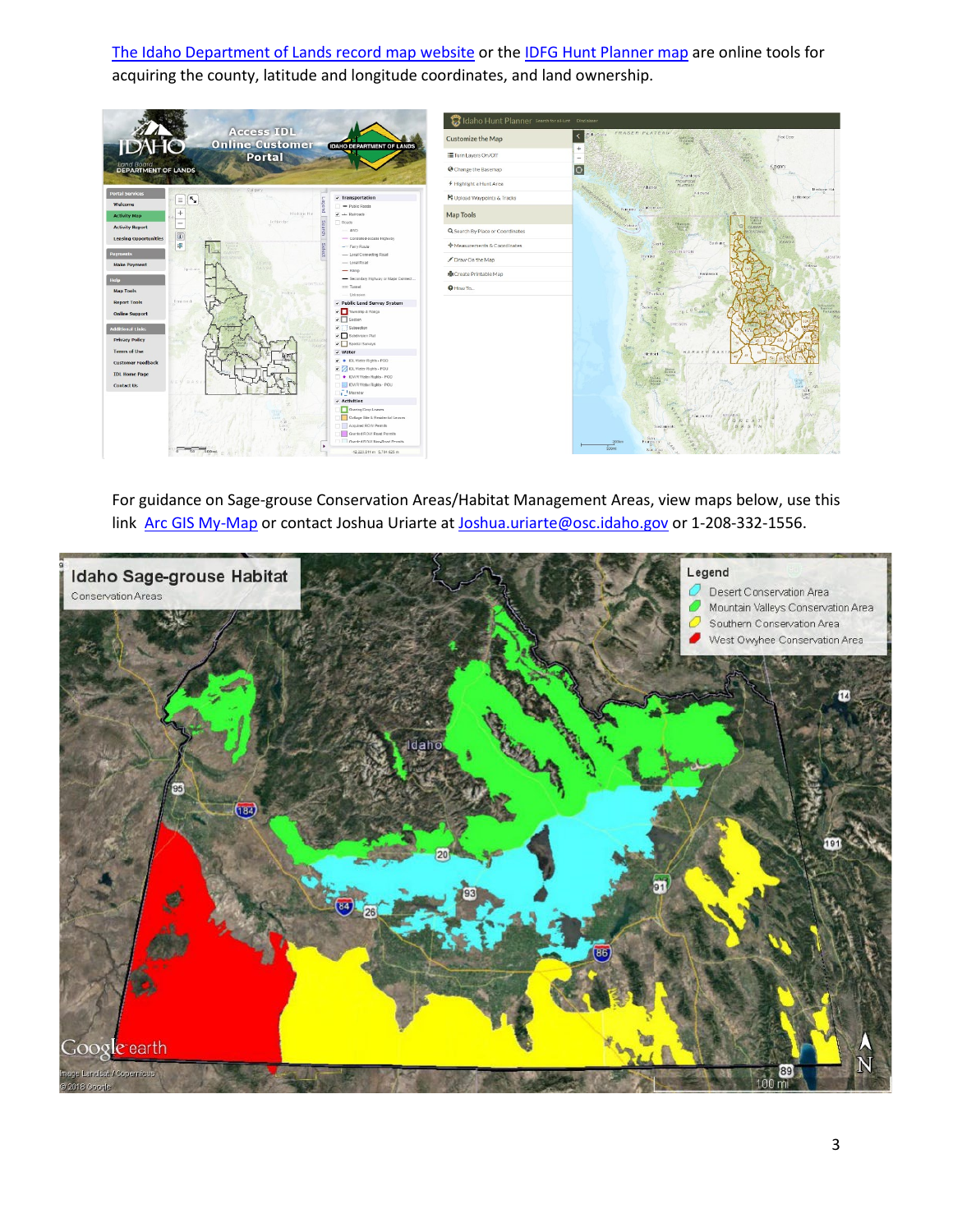[The Idaho Department of Lands record map website]() or the [IDFG Hunt Planner map]() are online tools for acquiring the county, latitude and longitude coordinates, and land ownership.

For guidance on Sage-grouse Conservation Areas/Habitat Management Areas, view maps below, use this link [Arc GIS My-Map]() or contact Joshua Uriarte at [Joshua.uriarte@osc.idaho.gov](mailto:Joshua.uriarte@osc.idaho.gov) or 1-208-332-1556.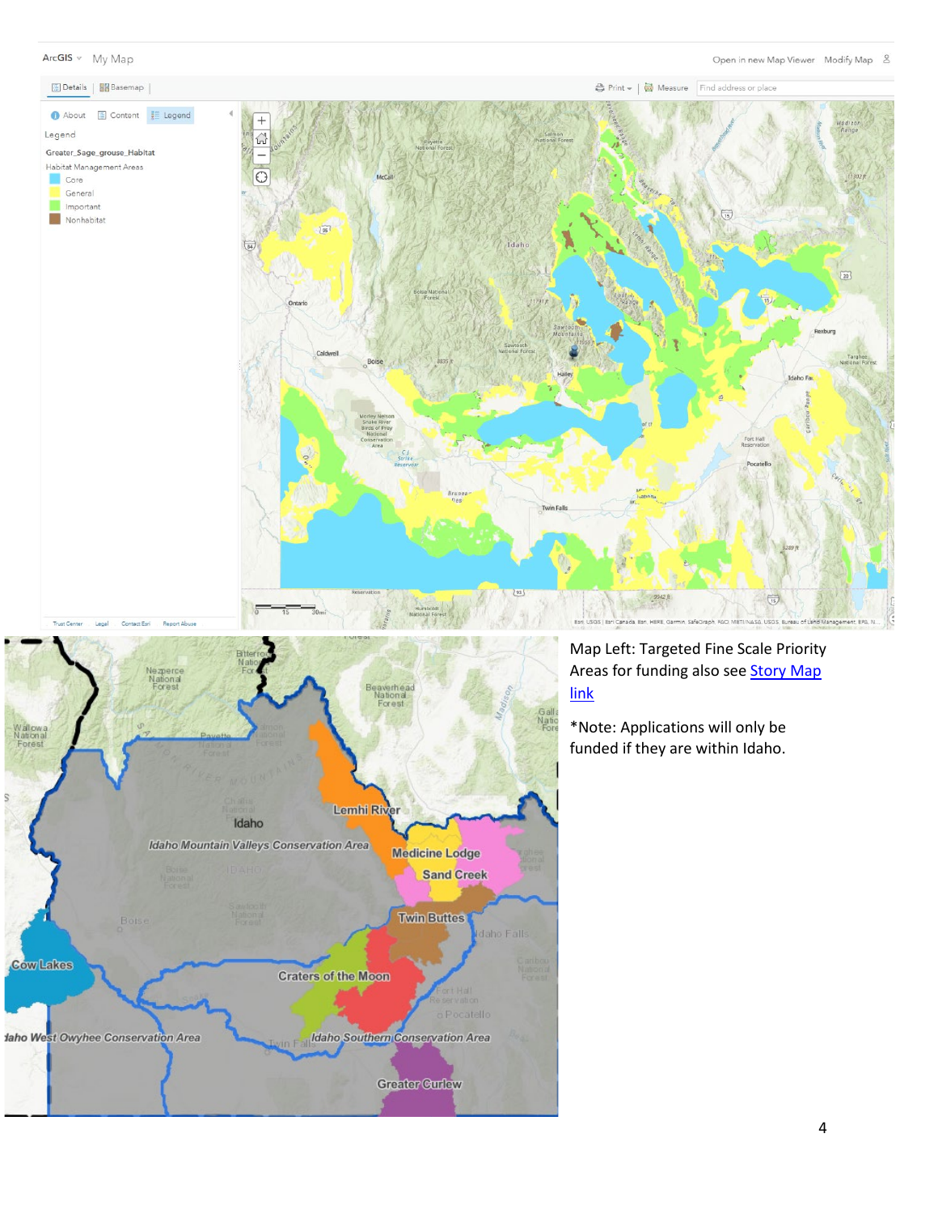Map Left: Targeted Fine Scale Priority Areas for funding also see [Story Map link]

*Note: Applications will only be funded if they are within Idaho.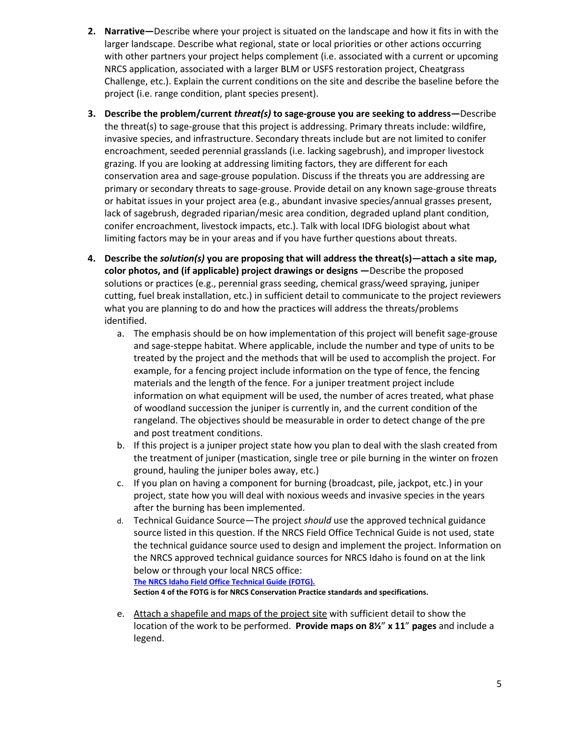2. **Narrative—**Describe where your project is situated on the landscape and how it fits in with the larger landscape. Describe what regional, state or local priorities or other actions occurring with other partners your project helps complement (i.e. associated with a current or upcoming NRCS application, associated with a larger BLM or USFS restoration project, Cheatgrass Challenge, etc.). Explain the current conditions on the site and describe the baseline before the project (i.e. range condition, plant species present).

3. **Describe the problem/current *threat(s)* to sage-grouse you are seeking to address—**Describe the threat(s) to sage-grouse that this project is addressing. Primary threats include: wildfire, invasive species, and infrastructure. Secondary threats include but are not limited to conifer encroachment, seeded perennial grasslands (i.e. lacking sagebrush), and improper livestock grazing. If you are looking at addressing limiting factors, they are different for each conservation area and sage-grouse population. Discuss if the threats you are addressing are primary or secondary threats to sage-grouse. Provide detail on any known sage-grouse threats or habitat issues in your project area (e.g., abundant invasive species/annual grasses present, lack of sagebrush, degraded riparian/mesic area condition, degraded upland plant condition, conifer encroachment, livestock impacts, etc.). Talk with local IDFG biologist about what limiting factors may be in your areas and if you have further questions about threats.

4. **Describe the *solution(s)* you are proposing that will address the threat(s)—attach a site map, color photos, and (if applicable) project drawings or designs —**Describe the proposed solutions or practices (e.g., perennial grass seeding, chemical grass/weed spraying, juniper cutting, fuel break installation, etc.) in sufficient detail to communicate to the project reviewers what you are planning to do and how the practices will address the threats/problems identified.
   a. The emphasis should be on how implementation of this project will benefit sage-grouse and sage-steppe habitat. Where applicable, include the number and type of units to be treated by the project and the methods that will be used to accomplish the project. For example, for a fencing project include information on the type of fence, the fencing materials and the length of the fence. For a juniper treatment project include information on what equipment will be used, the number of acres treated, what phase of woodland succession the juniper is currently in, and the current condition of the rangeland. The objectives should be measurable in order to detect change of the pre and post treatment conditions.
   b. If this project is a juniper project state how you plan to deal with the slash created from the treatment of juniper (mastication, single tree or pile burning in the winter on frozen ground, hauling the juniper boles away, etc.)
   c. If you plan on having a component for burning (broadcast, pile, jackpot, etc.) in your project, state how you will deal with noxious weeds and invasive species in the years after the burning has been implemented.
   d. Technical Guidance Source—The project *should* use the approved technical guidance source listed in this question. If the NRCS Field Office Technical Guide is not used, state the technical guidance source used to design and implement the project. Information on the NRCS approved technical guidance sources for NRCS Idaho is found on at the link below or through your local NRCS office:
      **The NRCS Idaho Field Office Technical Guide (FOTG).**
      **Section 4 of the FOTG is for NRCS Conservation Practice standards and specifications.**
   e. Attach a shapefile and maps of the project site with sufficient detail to show the location of the work to be performed. **Provide maps on 8½" x 11" pages** and include a legend.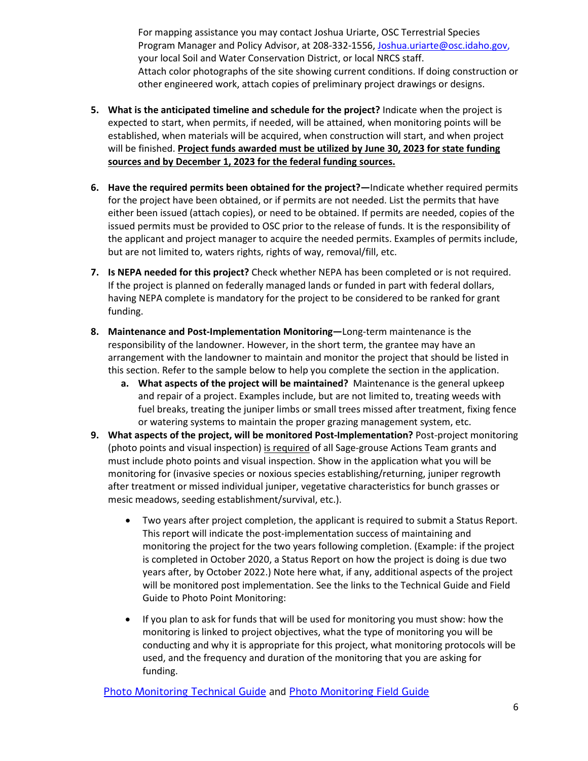For mapping assistance you may contact Joshua Uriarte, OSC Terrestrial Species Program Manager and Policy Advisor, at 208-332-1556, Joshua.uriarte@osc.idaho.gov, your local Soil and Water Conservation District, or local NRCS staff.
Attach color photographs of the site showing current conditions. If doing construction or other engineered work, attach copies of preliminary project drawings or designs.

5. **What is the anticipated timeline and schedule for the project?** Indicate when the project is expected to start, when permits, if needed, will be attained, when monitoring points will be established, when materials will be acquired, when construction will start, and when project will be finished. **Project funds awarded must be utilized by June 30, 2023 for state funding sources and by December 1, 2023 for the federal funding sources.**

6. **Have the required permits been obtained for the project?—**Indicate whether required permits for the project have been obtained, or if permits are not needed. List the permits that have either been issued (attach copies), or need to be obtained. If permits are needed, copies of the issued permits must be provided to OSC prior to the release of funds. It is the responsibility of the applicant and project manager to acquire the needed permits. Examples of permits include, but are not limited to, waters rights, rights of way, removal/fill, etc.

7. **Is NEPA needed for this project?** Check whether NEPA has been completed or is not required. If the project is planned on federally managed lands or funded in part with federal dollars, having NEPA complete is mandatory for the project to be considered to be ranked for grant funding.

8. **Maintenance and Post-Implementation Monitoring—**Long-term maintenance is the responsibility of the landowner. However, in the short term, the grantee may have an arrangement with the landowner to maintain and monitor the project that should be listed in this section. Refer to the sample below to help you complete the section in the application.
   a. **What aspects of the project will be maintained?** Maintenance is the general upkeep and repair of a project. Examples include, but are not limited to, treating weeds with fuel breaks, treating the juniper limbs or small trees missed after treatment, fixing fence or watering systems to maintain the proper grazing management system, etc.

9. **What aspects of the project, will be monitored Post-Implementation?** Post-project monitoring (photo points and visual inspection) is required of all Sage-grouse Actions Team grants and must include photo points and visual inspection. Show in the application what you will be monitoring for (invasive species or noxious species establishing/returning, juniper regrowth after treatment or missed individual juniper, vegetative characteristics for bunch grasses or mesic meadows, seeding establishment/survival, etc.).

   - Two years after project completion, the applicant is required to submit a Status Report. This report will indicate the post-implementation success of maintaining and monitoring the project for the two years following completion. (Example: if the project is completed in October 2020, a Status Report on how the project is doing is due two years after, by October 2022.) Note here what, if any, additional aspects of the project will be monitored post implementation. See the links to the Technical Guide and Field Guide to Photo Point Monitoring:

   - If you plan to ask for funds that will be used for monitoring you must show: how the monitoring is linked to project objectives, what the type of monitoring you will be conducting and why it is appropriate for this project, what monitoring protocols will be used, and the frequency and duration of the monitoring that you are asking for funding.

Photo Monitoring Technical Guide and Photo Monitoring Field Guide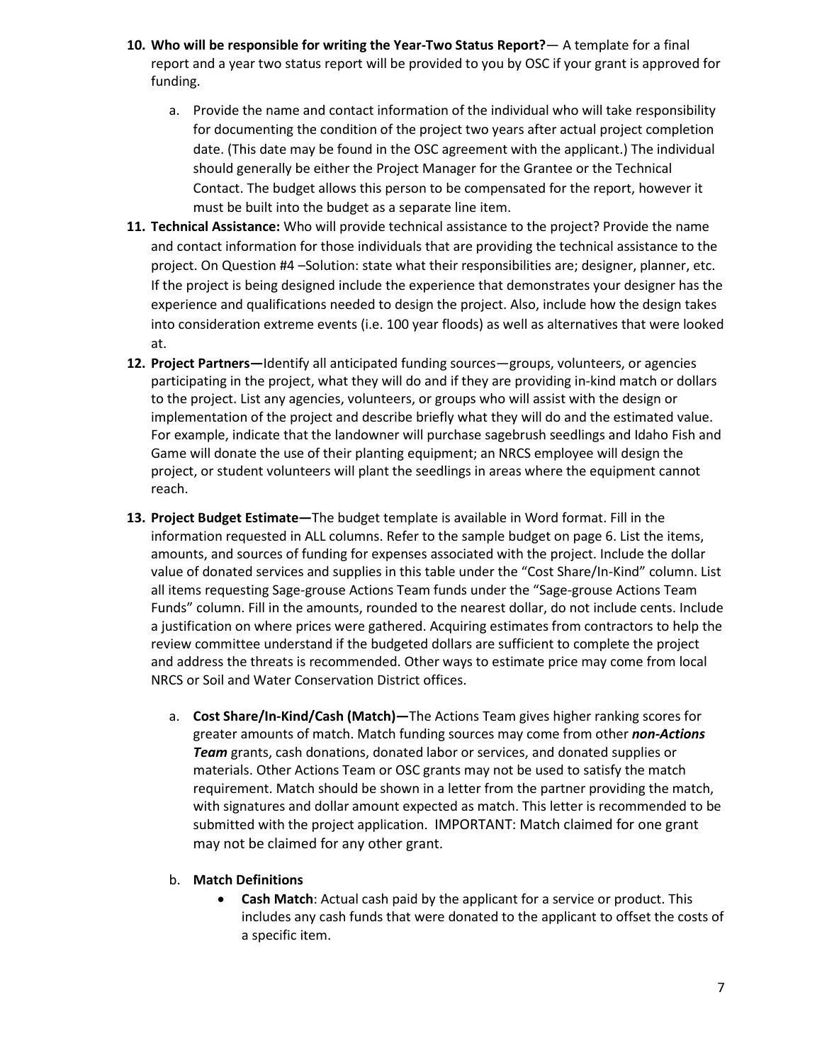10. **Who will be responsible for writing the Year-Two Status Report?**— A template for a final report and a year two status report will be provided to you by OSC if your grant is approved for funding.

    a. Provide the name and contact information of the individual who will take responsibility for documenting the condition of the project two years after actual project completion date. (This date may be found in the OSC agreement with the applicant.) The individual should generally be either the Project Manager for the Grantee or the Technical Contact. The budget allows this person to be compensated for the report, however it must be built into the budget as a separate line item.

11. **Technical Assistance:** Who will provide technical assistance to the project? Provide the name and contact information for those individuals that are providing the technical assistance to the project. On Question #4 –Solution: state what their responsibilities are; designer, planner, etc. If the project is being designed include the experience that demonstrates your designer has the experience and qualifications needed to design the project. Also, include how the design takes into consideration extreme events (i.e. 100 year floods) as well as alternatives that were looked at.

12. **Project Partners—**Identify all anticipated funding sources—groups, volunteers, or agencies participating in the project, what they will do and if they are providing in-kind match or dollars to the project. List any agencies, volunteers, or groups who will assist with the design or implementation of the project and describe briefly what they will do and the estimated value. For example, indicate that the landowner will purchase sagebrush seedlings and Idaho Fish and Game will donate the use of their planting equipment; an NRCS employee will design the project, or student volunteers will plant the seedlings in areas where the equipment cannot reach.

13. **Project Budget Estimate—**The budget template is available in Word format. Fill in the information requested in ALL columns. Refer to the sample budget on page 6. List the items, amounts, and sources of funding for expenses associated with the project. Include the dollar value of donated services and supplies in this table under the "Cost Share/In-Kind" column. List all items requesting Sage-grouse Actions Team funds under the "Sage-grouse Actions Team Funds" column. Fill in the amounts, rounded to the nearest dollar, do not include cents. Include a justification on where prices were gathered. Acquiring estimates from contractors to help the review committee understand if the budgeted dollars are sufficient to complete the project and address the threats is recommended. Other ways to estimate price may come from local NRCS or Soil and Water Conservation District offices.

    a. **Cost Share/In-Kind/Cash (Match)—**The Actions Team gives higher ranking scores for greater amounts of match. Match funding sources may come from other ***non-Actions Team*** grants, cash donations, donated labor or services, and donated supplies or materials. Other Actions Team or OSC grants may not be used to satisfy the match requirement. Match should be shown in a letter from the partner providing the match, with signatures and dollar amount expected as match. This letter is recommended to be submitted with the project application. IMPORTANT: Match claimed for one grant may not be claimed for any other grant.

    b. **Match Definitions**

        - **Cash Match**: Actual cash paid by the applicant for a service or product. This includes any cash funds that were donated to the applicant to offset the costs of a specific item.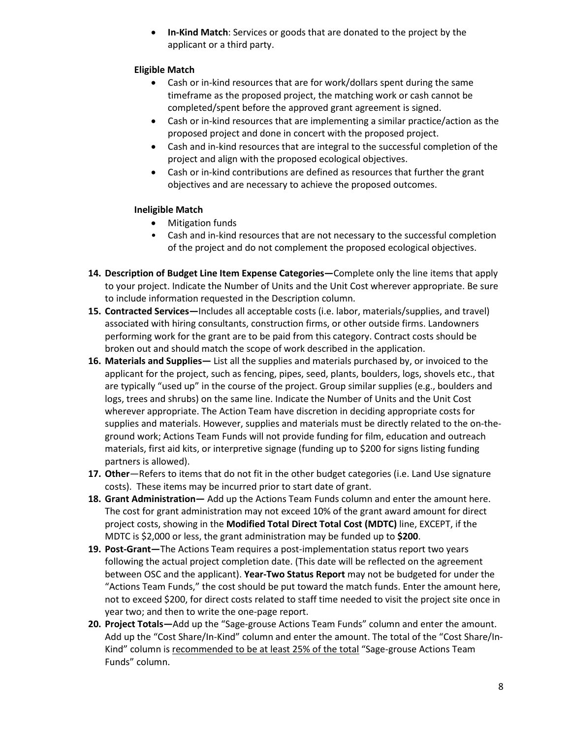- **In-Kind Match**: Services or goods that are donated to the project by the applicant or a third party.

**Eligible Match**

- Cash or in-kind resources that are for work/dollars spent during the same timeframe as the proposed project, the matching work or cash cannot be completed/spent before the approved grant agreement is signed.
- Cash or in-kind resources that are implementing a similar practice/action as the proposed project and done in concert with the proposed project.
- Cash and in-kind resources that are integral to the successful completion of the project and align with the proposed ecological objectives.
- Cash or in-kind contributions are defined as resources that further the grant objectives and are necessary to achieve the proposed outcomes.

**Ineligible Match**

- Mitigation funds
- Cash and in-kind resources that are not necessary to the successful completion of the project and do not complement the proposed ecological objectives.

14. **Description of Budget Line Item Expense Categories—**Complete only the line items that apply to your project. Indicate the Number of Units and the Unit Cost wherever appropriate. Be sure to include information requested in the Description column.
15. **Contracted Services—**Includes all acceptable costs (i.e. labor, materials/supplies, and travel) associated with hiring consultants, construction firms, or other outside firms. Landowners performing work for the grant are to be paid from this category. Contract costs should be broken out and should match the scope of work described in the application.
16. **Materials and Supplies—** List all the supplies and materials purchased by, or invoiced to the applicant for the project, such as fencing, pipes, seed, plants, boulders, logs, shovels etc., that are typically "used up" in the course of the project. Group similar supplies (e.g., boulders and logs, trees and shrubs) on the same line. Indicate the Number of Units and the Unit Cost wherever appropriate. The Action Team have discretion in deciding appropriate costs for supplies and materials. However, supplies and materials must be directly related to the on-the-ground work; Actions Team Funds will not provide funding for film, education and outreach materials, first aid kits, or interpretive signage (funding up to $200 for signs listing funding partners is allowed).
17. **Other**—Refers to items that do not fit in the other budget categories (i.e. Land Use signature costs). These items may be incurred prior to start date of grant.
18. **Grant Administration—** Add up the Actions Team Funds column and enter the amount here. The cost for grant administration may not exceed 10% of the grant award amount for direct project costs, showing in the **Modified Total Direct Total Cost (MDTC)** line, EXCEPT, if the MDTC is $2,000 or less, the grant administration may be funded up to **$200**.
19. **Post-Grant—**The Actions Team requires a post-implementation status report two years following the actual project completion date. (This date will be reflected on the agreement between OSC and the applicant). **Year-Two Status Report** may not be budgeted for under the "Actions Team Funds," the cost should be put toward the match funds. Enter the amount here, not to exceed $200, for direct costs related to staff time needed to visit the project site once in year two; and then to write the one-page report.
20. **Project Totals—**Add up the "Sage-grouse Actions Team Funds" column and enter the amount. Add up the "Cost Share/In-Kind" column and enter the amount. The total of the "Cost Share/In-Kind" column is recommended to be at least 25% of the total "Sage-grouse Actions Team Funds" column.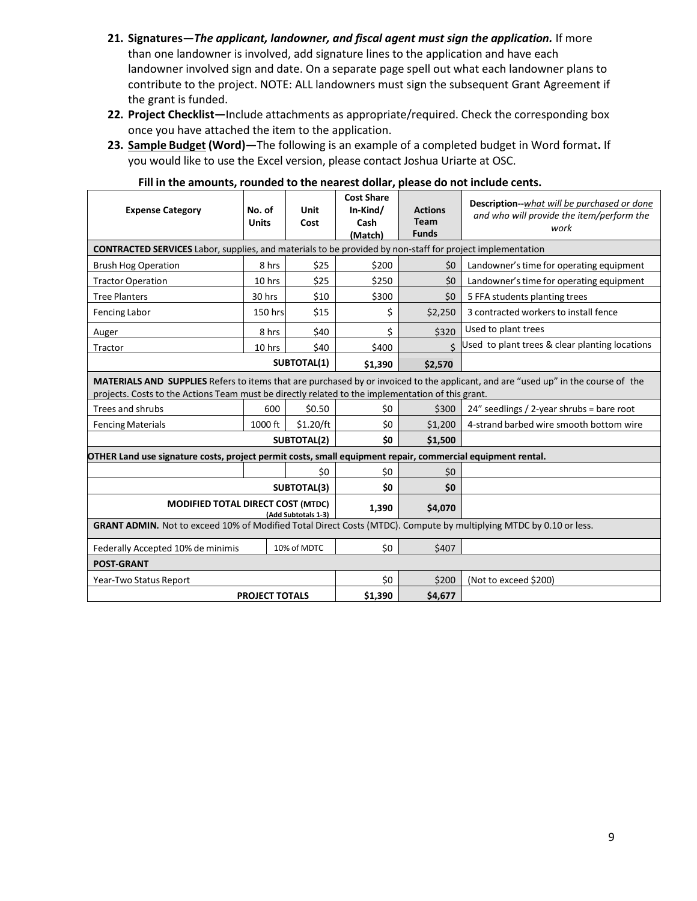21. **Signatures—*The applicant, landowner, and fiscal agent must sign the application.*** If more than one landowner is involved, add signature lines to the application and have each landowner involved sign and date. On a separate page spell out what each landowner plans to contribute to the project. NOTE: ALL landowners must sign the subsequent Grant Agreement if the grant is funded.
22. **Project Checklist—**Include attachments as appropriate/required. Check the corresponding box once you have attached the item to the application.
23. **Sample Budget (Word)—**The following is an example of a completed budget in Word format**.** If you would like to use the Excel version, please contact Joshua Uriarte at OSC.

**Fill in the amounts, rounded to the nearest dollar, please do not include cents.**

| Expense Category | No. of Units | Unit Cost | Cost Share In-Kind/ Cash (Match) | Actions Team Funds | Description--*what will be purchased or done and who will provide the item/perform the work* |
|---|---|---|---|---|---|
| **CONTRACTED SERVICES** Labor, supplies, and materials to be provided by non-staff for project implementation | | | | | |
| Brush Hog Operation | 8 hrs | $25 | $200 | $0 | Landowner's time for operating equipment |
| Tractor Operation | 10 hrs | $25 | $250 | $0 | Landowner's time for operating equipment |
| Tree Planters | 30 hrs | $10 | $300 | $0 | 5 FFA students planting trees |
| Fencing Labor | 150 hrs | $15 | $ | $2,250 | 3 contracted workers to install fence |
| Auger | 8 hrs | $40 | $ | $320 | Used to plant trees |
| Tractor | 10 hrs | $40 | $400 | $ | Used to plant trees & clear planting locations |
| | | **SUBTOTAL(1)** | **$1,390** | **$2,570** | |
| **MATERIALS AND SUPPLIES** Refers to items that are purchased by or invoiced to the applicant, and are "used up" in the course of the projects. Costs to the Actions Team must be directly related to the implementation of this grant. | | | | | |
| Trees and shrubs | 600 | $0.50 | $0 | $300 | 24" seedlings / 2-year shrubs = bare root |
| Fencing Materials | 1000 ft | $1.20/ft | $0 | $1,200 | 4-strand barbed wire smooth bottom wire |
| | | **SUBTOTAL(2)** | **$0** | **$1,500** | |
| **OTHER Land use signature costs, project permit costs, small equipment repair, commercial equipment rental.** | | | | | |
| | | $0 | $0 | $0 | |
| | | **SUBTOTAL(3)** | **$0** | **$0** | |
| **MODIFIED TOTAL DIRECT COST (MTDC)** (Add Subtotals 1-3) | | | **1,390** | **$4,070** | |
| **GRANT ADMIN.** Not to exceed 10% of Modified Total Direct Costs (MTDC). Compute by multiplying MTDC by 0.10 or less. | | | | | |
| Federally Accepted 10% de minimis | | 10% of MDTC | $0 | $407 | |
| **POST-GRANT** | | | | | |
| Year-Two Status Report | | | $0 | $200 | (Not to exceed $200) |
| **PROJECT TOTALS** | | | **$1,390** | **$4,677** | |